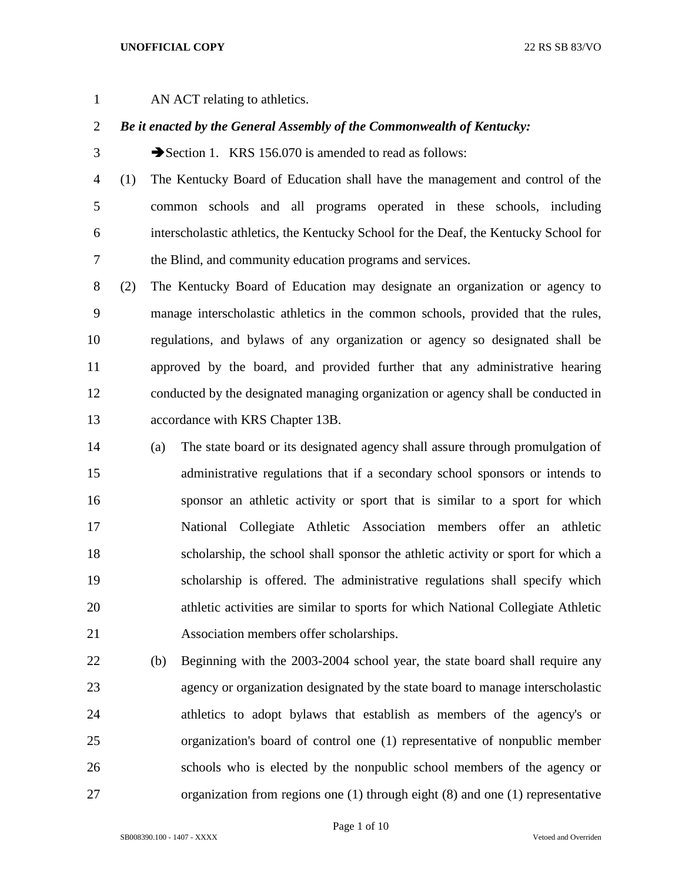AN ACT relating to athletics.

***Be it enacted by the General Assembly of the Commonwealth of Kentucky:***

➔Section 1. KRS 156.070 is amended to read as follows:

(1) The Kentucky Board of Education shall have the management and control of the common schools and all programs operated in these schools, including interscholastic athletics, the Kentucky School for the Deaf, the Kentucky School for the Blind, and community education programs and services.

(2) The Kentucky Board of Education may designate an organization or agency to manage interscholastic athletics in the common schools, provided that the rules, regulations, and bylaws of any organization or agency so designated shall be approved by the board, and provided further that any administrative hearing conducted by the designated managing organization or agency shall be conducted in accordance with KRS Chapter 13B.

(a) The state board or its designated agency shall assure through promulgation of administrative regulations that if a secondary school sponsors or intends to sponsor an athletic activity or sport that is similar to a sport for which National Collegiate Athletic Association members offer an athletic scholarship, the school shall sponsor the athletic activity or sport for which a scholarship is offered. The administrative regulations shall specify which athletic activities are similar to sports for which National Collegiate Athletic Association members offer scholarships.

(b) Beginning with the 2003-2004 school year, the state board shall require any agency or organization designated by the state board to manage interscholastic athletics to adopt bylaws that establish as members of the agency's or organization's board of control one (1) representative of nonpublic member schools who is elected by the nonpublic school members of the agency or organization from regions one (1) through eight (8) and one (1) representative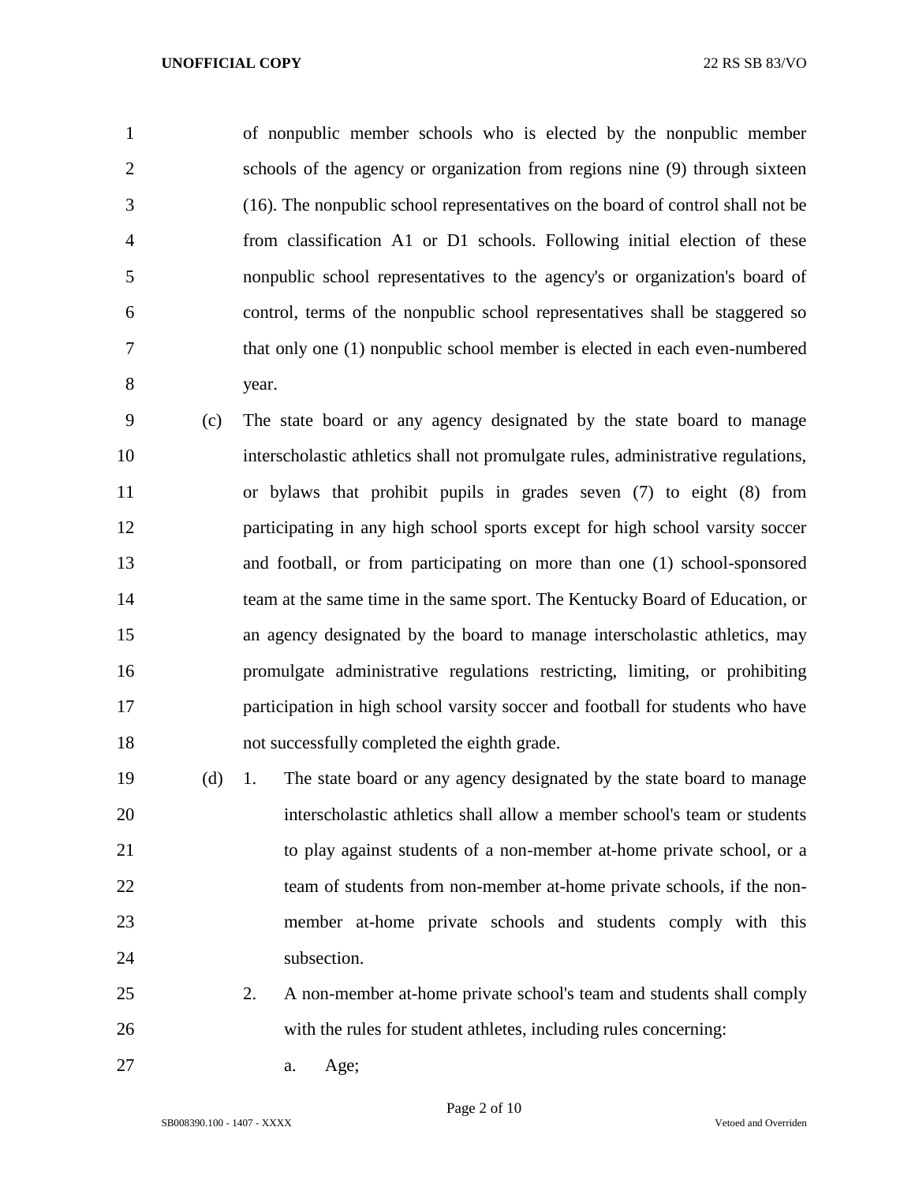of nonpublic member schools who is elected by the nonpublic member schools of the agency or organization from regions nine (9) through sixteen (16). The nonpublic school representatives on the board of control shall not be from classification A1 or D1 schools. Following initial election of these nonpublic school representatives to the agency's or organization's board of control, terms of the nonpublic school representatives shall be staggered so that only one (1) nonpublic school member is elected in each even-numbered year.

(c) The state board or any agency designated by the state board to manage interscholastic athletics shall not promulgate rules, administrative regulations, or bylaws that prohibit pupils in grades seven (7) to eight (8) from participating in any high school sports except for high school varsity soccer and football, or from participating on more than one (1) school-sponsored team at the same time in the same sport. The Kentucky Board of Education, or an agency designated by the board to manage interscholastic athletics, may promulgate administrative regulations restricting, limiting, or prohibiting participation in high school varsity soccer and football for students who have not successfully completed the eighth grade.

(d) 1. The state board or any agency designated by the state board to manage interscholastic athletics shall allow a member school's team or students to play against students of a non-member at-home private school, or a team of students from non-member at-home private schools, if the non-member at-home private schools and students comply with this subsection.

2. A non-member at-home private school's team and students shall comply with the rules for student athletes, including rules concerning:

a. Age;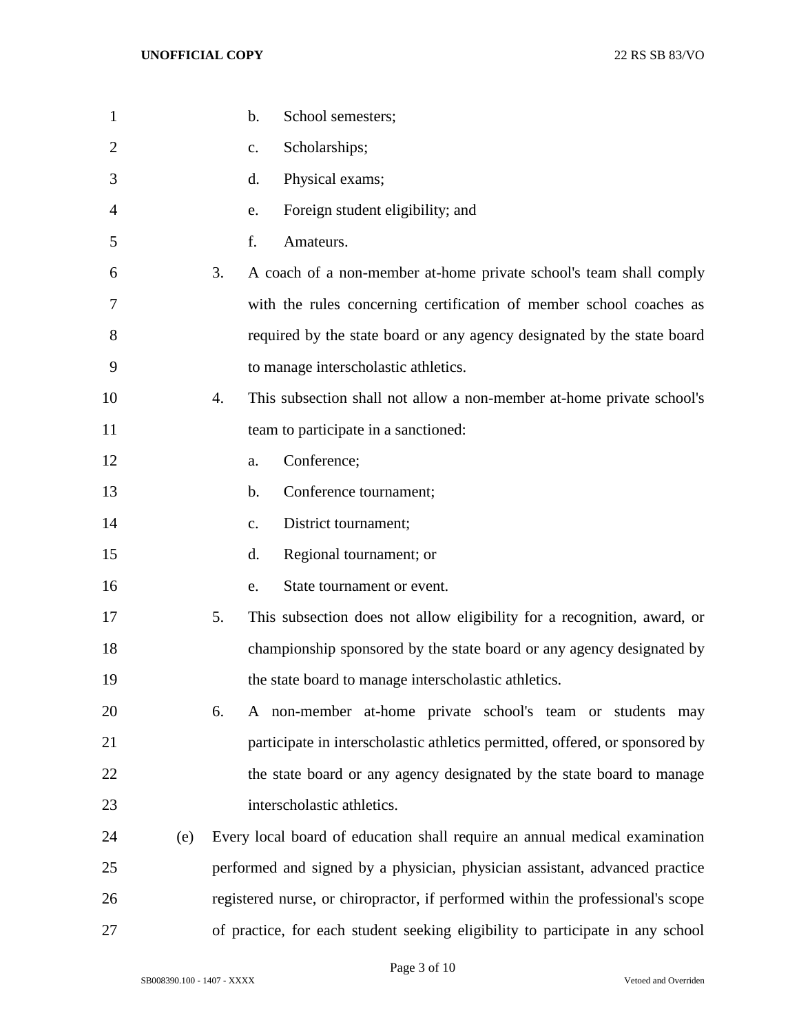b. School semesters;

c. Scholarships;

d. Physical exams;

e. Foreign student eligibility; and

f. Amateurs.

3. A coach of a non-member at-home private school's team shall comply with the rules concerning certification of member school coaches as required by the state board or any agency designated by the state board to manage interscholastic athletics.

4. This subsection shall not allow a non-member at-home private school's team to participate in a sanctioned:

a. Conference;

b. Conference tournament;

c. District tournament;

d. Regional tournament; or

e. State tournament or event.

5. This subsection does not allow eligibility for a recognition, award, or championship sponsored by the state board or any agency designated by the state board to manage interscholastic athletics.

6. A non-member at-home private school's team or students may participate in interscholastic athletics permitted, offered, or sponsored by the state board or any agency designated by the state board to manage interscholastic athletics.

(e) Every local board of education shall require an annual medical examination performed and signed by a physician, physician assistant, advanced practice registered nurse, or chiropractor, if performed within the professional's scope of practice, for each student seeking eligibility to participate in any school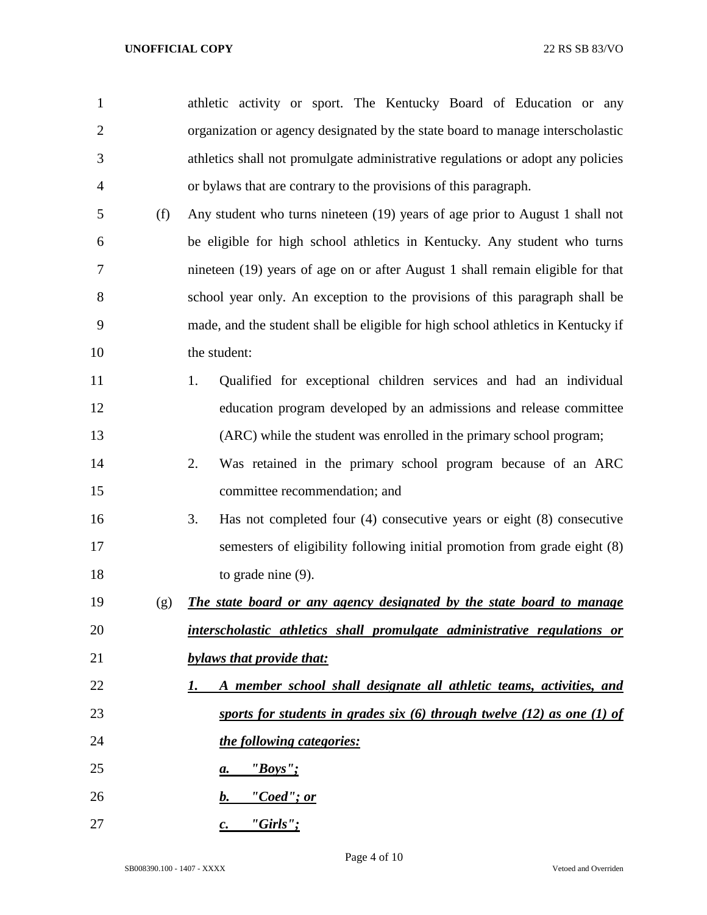athletic activity or sport. The Kentucky Board of Education or any organization or agency designated by the state board to manage interscholastic athletics shall not promulgate administrative regulations or adopt any policies or bylaws that are contrary to the provisions of this paragraph.

(f) Any student who turns nineteen (19) years of age prior to August 1 shall not be eligible for high school athletics in Kentucky. Any student who turns nineteen (19) years of age on or after August 1 shall remain eligible for that school year only. An exception to the provisions of this paragraph shall be made, and the student shall be eligible for high school athletics in Kentucky if the student:

1. Qualified for exceptional children services and had an individual education program developed by an admissions and release committee (ARC) while the student was enrolled in the primary school program;
2. Was retained in the primary school program because of an ARC committee recommendation; and
3. Has not completed four (4) consecutive years or eight (8) consecutive semesters of eligibility following initial promotion from grade eight (8) to grade nine (9).

(g) ***The state board or any agency designated by the state board to manage interscholastic athletics shall promulgate administrative regulations or bylaws that provide that:***

***1. A member school shall designate all athletic teams, activities, and sports for students in grades six (6) through twelve (12) as one (1) of the following categories:***

***a. "Boys";***

***b. "Coed"; or***

***c. "Girls";***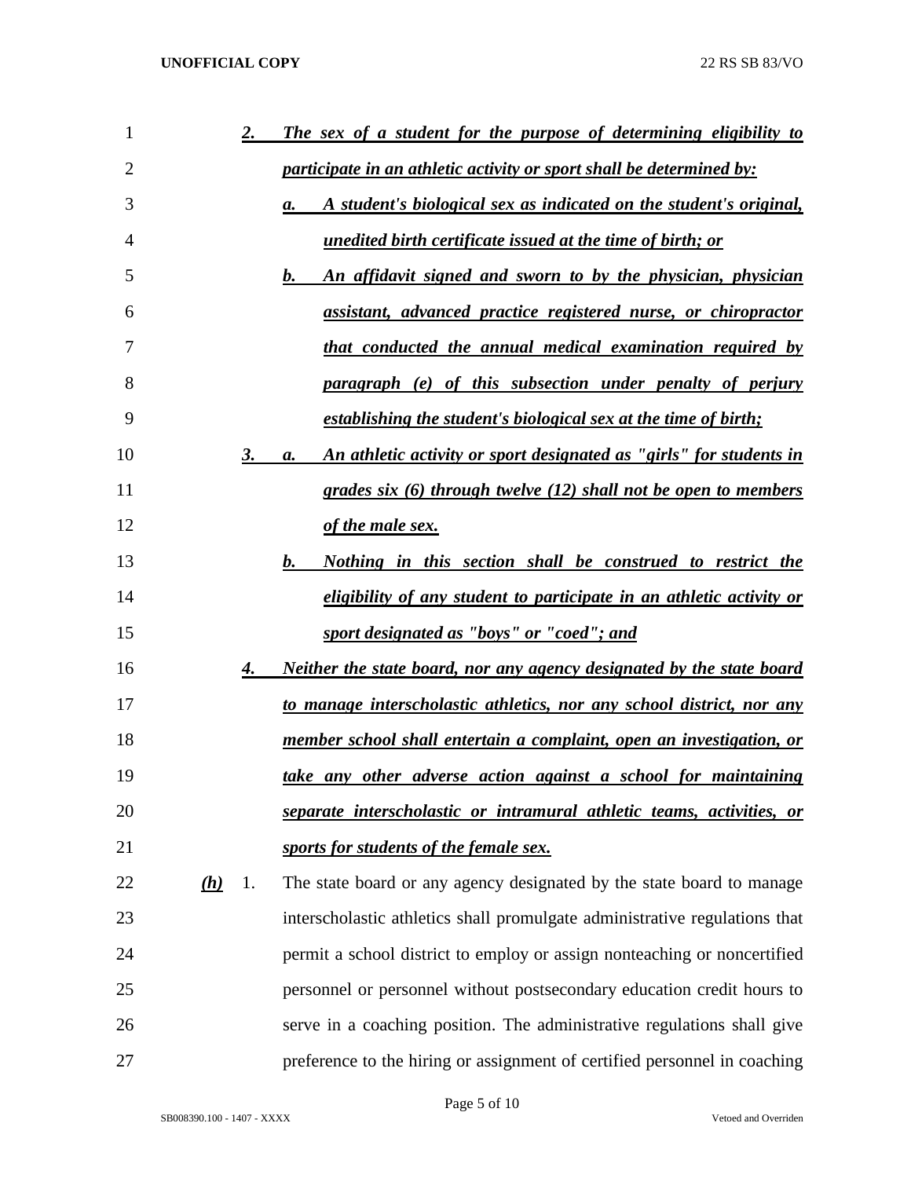***2. The sex of a student for the purpose of determining eligibility to participate in an athletic activity or sport shall be determined by:***

***a. A student's biological sex as indicated on the student's original, unedited birth certificate issued at the time of birth; or***

***b. An affidavit signed and sworn to by the physician, physician assistant, advanced practice registered nurse, or chiropractor that conducted the annual medical examination required by paragraph (e) of this subsection under penalty of perjury establishing the student's biological sex at the time of birth;***

***3. a. An athletic activity or sport designated as "girls" for students in grades six (6) through twelve (12) shall not be open to members of the male sex.***

***b. Nothing in this section shall be construed to restrict the eligibility of any student to participate in an athletic activity or sport designated as "boys" or "coed"; and***

***4. Neither the state board, nor any agency designated by the state board to manage interscholastic athletics, nor any school district, nor any member school shall entertain a complaint, open an investigation, or take any other adverse action against a school for maintaining separate interscholastic or intramural athletic teams, activities, or sports for students of the female sex.***

***(h)*** 1. The state board or any agency designated by the state board to manage interscholastic athletics shall promulgate administrative regulations that permit a school district to employ or assign nonteaching or noncertified personnel or personnel without postsecondary education credit hours to serve in a coaching position. The administrative regulations shall give preference to the hiring or assignment of certified personnel in coaching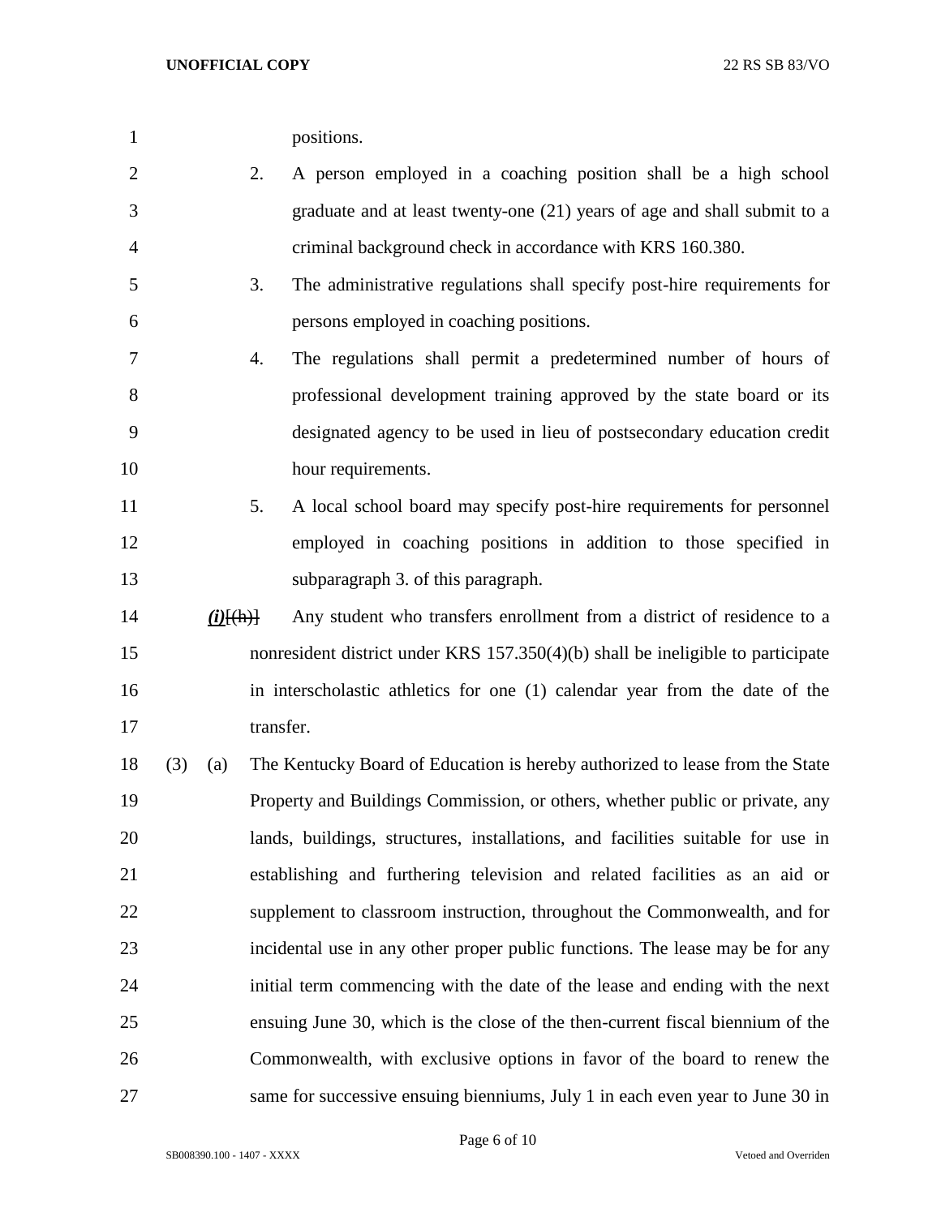positions.

2. A person employed in a coaching position shall be a high school graduate and at least twenty-one (21) years of age and shall submit to a criminal background check in accordance with KRS 160.380.

3. The administrative regulations shall specify post-hire requirements for persons employed in coaching positions.

4. The regulations shall permit a predetermined number of hours of professional development training approved by the state board or its designated agency to be used in lieu of postsecondary education credit hour requirements.

5. A local school board may specify post-hire requirements for personnel employed in coaching positions in addition to those specified in subparagraph 3. of this paragraph.

***(i)***~~[(h)]~~ Any student who transfers enrollment from a district of residence to a nonresident district under KRS 157.350(4)(b) shall be ineligible to participate in interscholastic athletics for one (1) calendar year from the date of the transfer.

(3) (a) The Kentucky Board of Education is hereby authorized to lease from the State Property and Buildings Commission, or others, whether public or private, any lands, buildings, structures, installations, and facilities suitable for use in establishing and furthering television and related facilities as an aid or supplement to classroom instruction, throughout the Commonwealth, and for incidental use in any other proper public functions. The lease may be for any initial term commencing with the date of the lease and ending with the next ensuing June 30, which is the close of the then-current fiscal biennium of the Commonwealth, with exclusive options in favor of the board to renew the same for successive ensuing bienniums, July 1 in each even year to June 30 in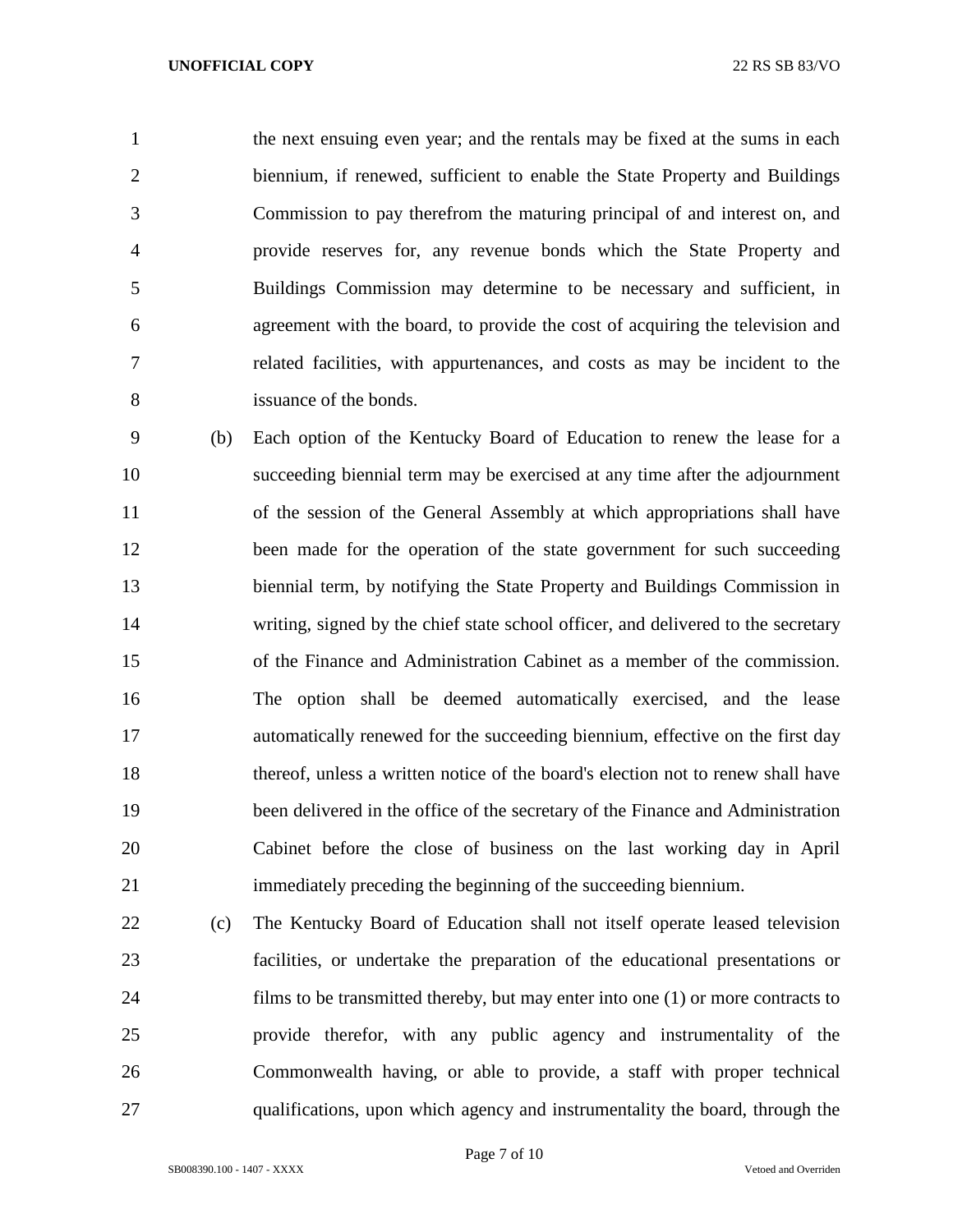the next ensuing even year; and the rentals may be fixed at the sums in each biennium, if renewed, sufficient to enable the State Property and Buildings Commission to pay therefrom the maturing principal of and interest on, and provide reserves for, any revenue bonds which the State Property and Buildings Commission may determine to be necessary and sufficient, in agreement with the board, to provide the cost of acquiring the television and related facilities, with appurtenances, and costs as may be incident to the issuance of the bonds.

(b) Each option of the Kentucky Board of Education to renew the lease for a succeeding biennial term may be exercised at any time after the adjournment of the session of the General Assembly at which appropriations shall have been made for the operation of the state government for such succeeding biennial term, by notifying the State Property and Buildings Commission in writing, signed by the chief state school officer, and delivered to the secretary of the Finance and Administration Cabinet as a member of the commission. The option shall be deemed automatically exercised, and the lease automatically renewed for the succeeding biennium, effective on the first day thereof, unless a written notice of the board's election not to renew shall have been delivered in the office of the secretary of the Finance and Administration Cabinet before the close of business on the last working day in April immediately preceding the beginning of the succeeding biennium.

(c) The Kentucky Board of Education shall not itself operate leased television facilities, or undertake the preparation of the educational presentations or films to be transmitted thereby, but may enter into one (1) or more contracts to provide therefor, with any public agency and instrumentality of the Commonwealth having, or able to provide, a staff with proper technical qualifications, upon which agency and instrumentality the board, through the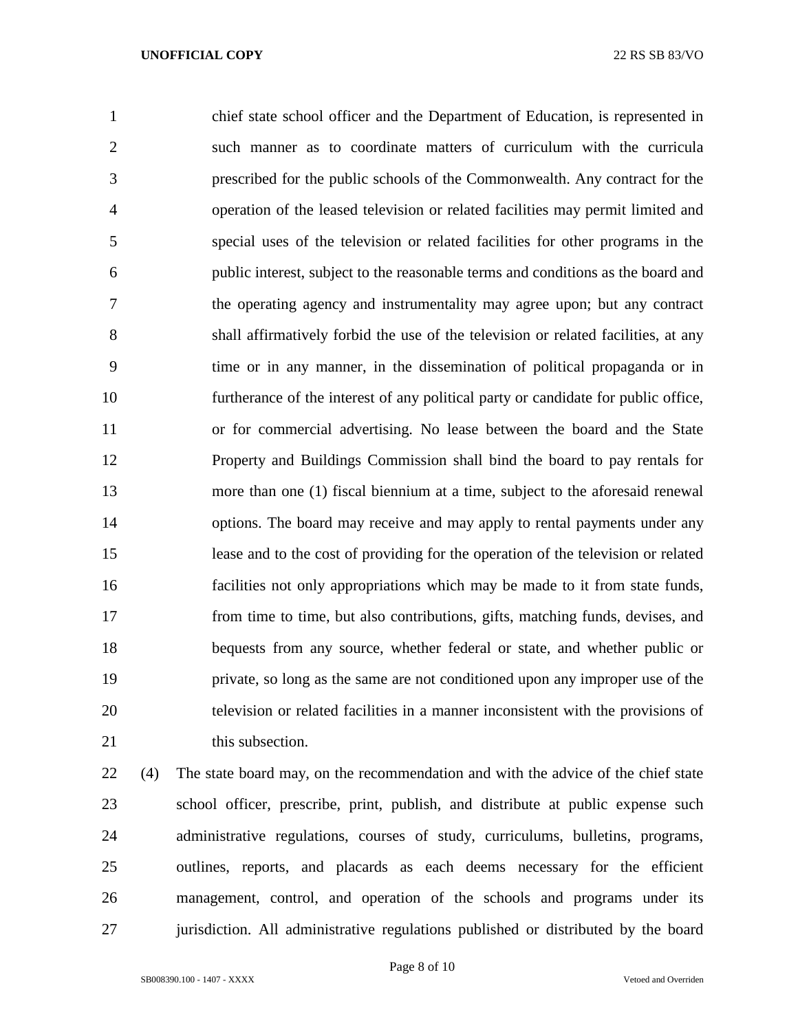chief state school officer and the Department of Education, is represented in such manner as to coordinate matters of curriculum with the curricula prescribed for the public schools of the Commonwealth. Any contract for the operation of the leased television or related facilities may permit limited and special uses of the television or related facilities for other programs in the public interest, subject to the reasonable terms and conditions as the board and the operating agency and instrumentality may agree upon; but any contract shall affirmatively forbid the use of the television or related facilities, at any time or in any manner, in the dissemination of political propaganda or in furtherance of the interest of any political party or candidate for public office, or for commercial advertising. No lease between the board and the State Property and Buildings Commission shall bind the board to pay rentals for more than one (1) fiscal biennium at a time, subject to the aforesaid renewal options. The board may receive and may apply to rental payments under any lease and to the cost of providing for the operation of the television or related facilities not only appropriations which may be made to it from state funds, from time to time, but also contributions, gifts, matching funds, devises, and bequests from any source, whether federal or state, and whether public or private, so long as the same are not conditioned upon any improper use of the television or related facilities in a manner inconsistent with the provisions of this subsection.

(4) The state board may, on the recommendation and with the advice of the chief state school officer, prescribe, print, publish, and distribute at public expense such administrative regulations, courses of study, curriculums, bulletins, programs, outlines, reports, and placards as each deems necessary for the efficient management, control, and operation of the schools and programs under its jurisdiction. All administrative regulations published or distributed by the board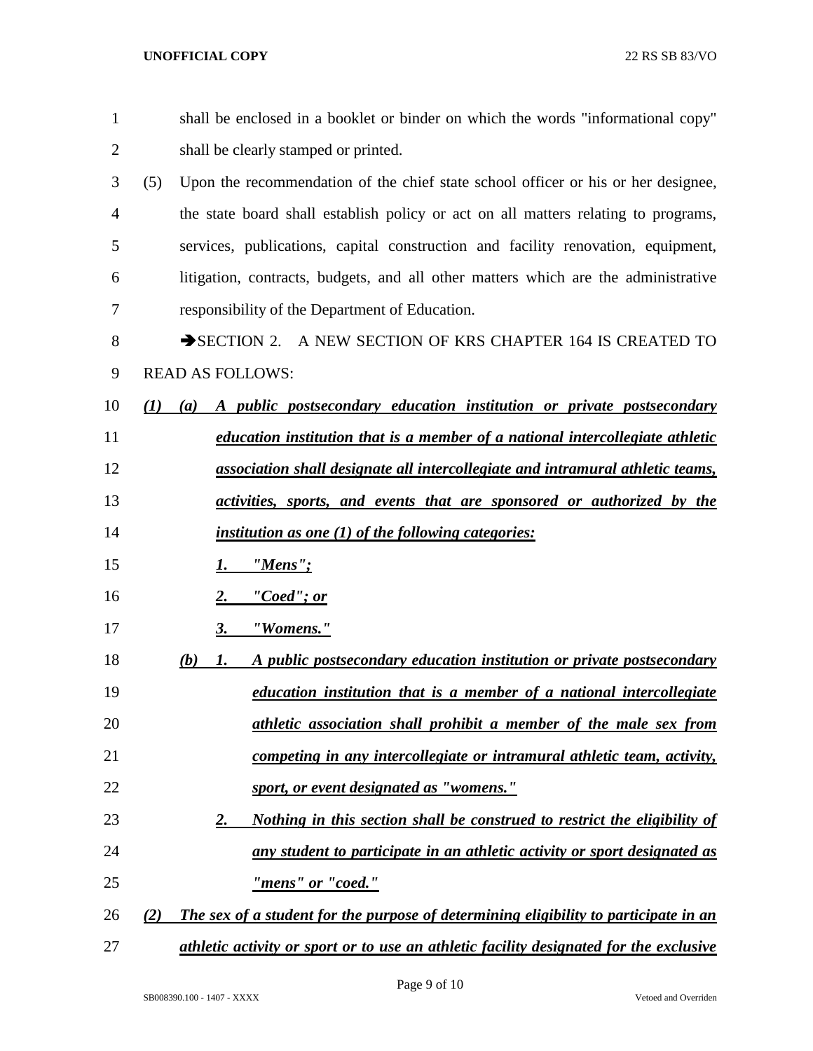shall be enclosed in a booklet or binder on which the words "informational copy" shall be clearly stamped or printed.

(5) Upon the recommendation of the chief state school officer or his or her designee, the state board shall establish policy or act on all matters relating to programs, services, publications, capital construction and facility renovation, equipment, litigation, contracts, budgets, and all other matters which are the administrative responsibility of the Department of Education.

→SECTION 2. A NEW SECTION OF KRS CHAPTER 164 IS CREATED TO READ AS FOLLOWS:

***(1) (a) A public postsecondary education institution or private postsecondary education institution that is a member of a national intercollegiate athletic association shall designate all intercollegiate and intramural athletic teams, activities, sports, and events that are sponsored or authorized by the institution as one (1) of the following categories:***

***1. "Mens";***

***2. "Coed"; or***

***3. "Womens."***

***(b) 1. A public postsecondary education institution or private postsecondary education institution that is a member of a national intercollegiate athletic association shall prohibit a member of the male sex from competing in any intercollegiate or intramural athletic team, activity, sport, or event designated as "womens."***

***2. Nothing in this section shall be construed to restrict the eligibility of any student to participate in an athletic activity or sport designated as "mens" or "coed."***

***(2) The sex of a student for the purpose of determining eligibility to participate in an athletic activity or sport or to use an athletic facility designated for the exclusive***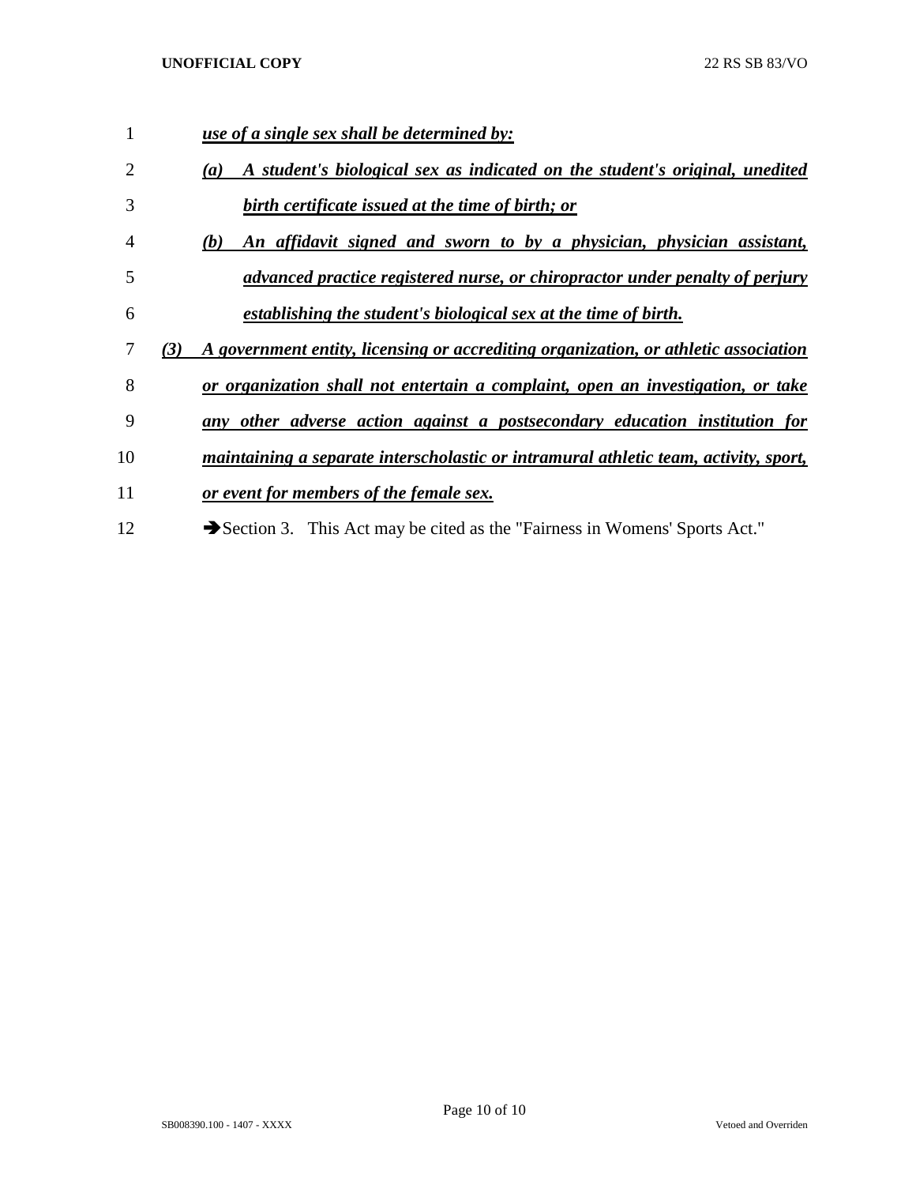***use of a single sex shall be determined by:***

***(a) A student's biological sex as indicated on the student's original, unedited birth certificate issued at the time of birth; or***

***(b) An affidavit signed and sworn to by a physician, physician assistant, advanced practice registered nurse, or chiropractor under penalty of perjury establishing the student's biological sex at the time of birth.***

***(3) A government entity, licensing or accrediting organization, or athletic association or organization shall not entertain a complaint, open an investigation, or take any other adverse action against a postsecondary education institution for maintaining a separate interscholastic or intramural athletic team, activity, sport, or event for members of the female sex.***

➔Section 3. This Act may be cited as the "Fairness in Womens' Sports Act."